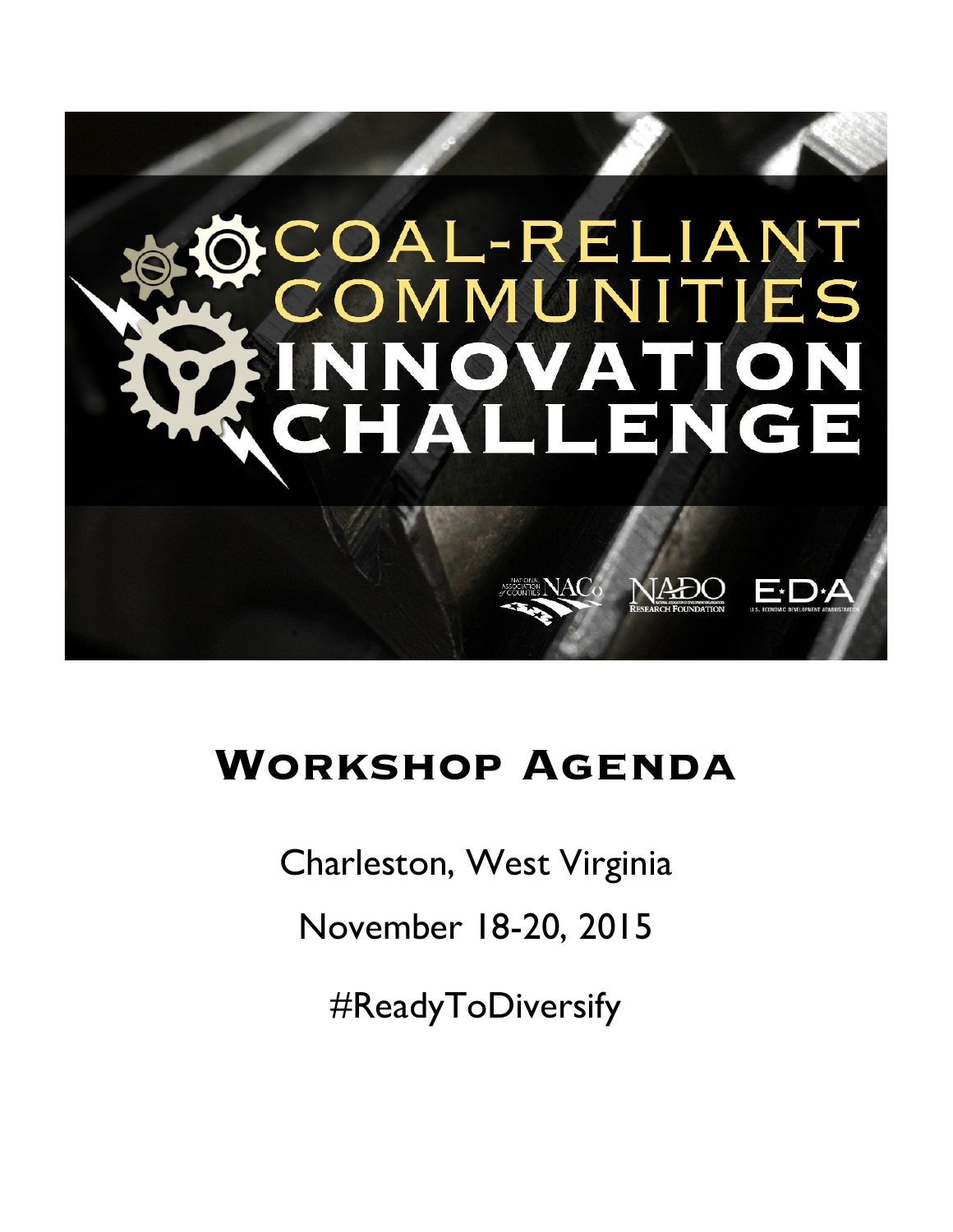# COAL-RELIANT COMMUNITIES INNOVATION CHALLENGE

NATIONAL ASSOCIATION of COUNTIES NACo

NADO RESEARCH FOUNDATION

E·D·A U.S. ECONOMIC DEVELOPMENT ADMINISTRATION

## Workshop Agenda

Charleston, West Virginia

November 18-20, 2015

#ReadyToDiversify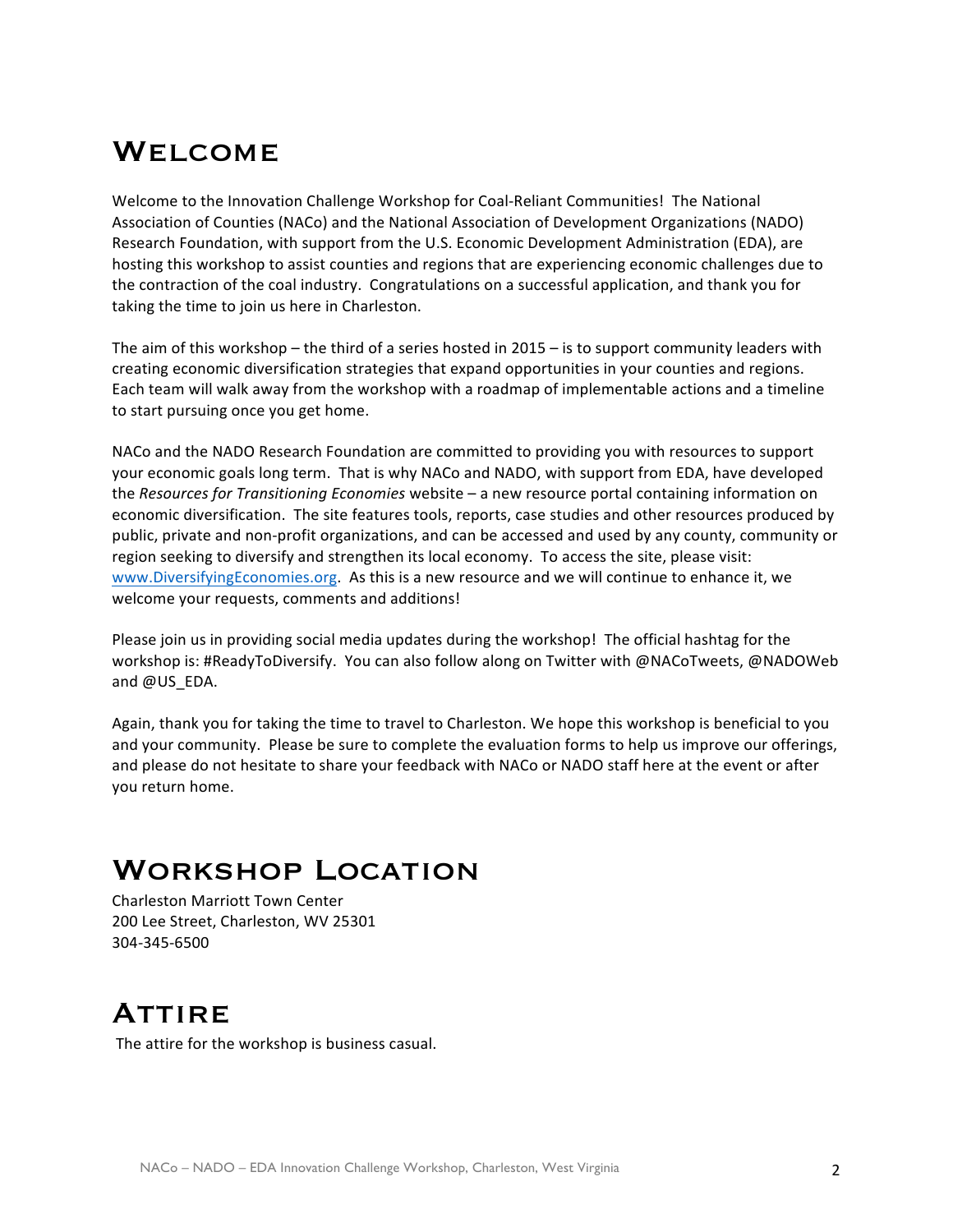# Welcome

Welcome to the Innovation Challenge Workshop for Coal-Reliant Communities! The National Association of Counties (NACo) and the National Association of Development Organizations (NADO) Research Foundation, with support from the U.S. Economic Development Administration (EDA), are hosting this workshop to assist counties and regions that are experiencing economic challenges due to the contraction of the coal industry. Congratulations on a successful application, and thank you for taking the time to join us here in Charleston.

The aim of this workshop – the third of a series hosted in 2015 – is to support community leaders with creating economic diversification strategies that expand opportunities in your counties and regions. Each team will walk away from the workshop with a roadmap of implementable actions and a timeline to start pursuing once you get home.

NACo and the NADO Research Foundation are committed to providing you with resources to support your economic goals long term. That is why NACo and NADO, with support from EDA, have developed the *Resources for Transitioning Economies* website – a new resource portal containing information on economic diversification. The site features tools, reports, case studies and other resources produced by public, private and non-profit organizations, and can be accessed and used by any county, community or region seeking to diversify and strengthen its local economy. To access the site, please visit: www.DiversifyingEconomies.org. As this is a new resource and we will continue to enhance it, we welcome your requests, comments and additions!

Please join us in providing social media updates during the workshop! The official hashtag for the workshop is: #ReadyToDiversify. You can also follow along on Twitter with @NACoTweets, @NADOWeb and @US_EDA.

Again, thank you for taking the time to travel to Charleston. We hope this workshop is beneficial to you and your community. Please be sure to complete the evaluation forms to help us improve our offerings, and please do not hesitate to share your feedback with NACo or NADO staff here at the event or after you return home.

# Workshop Location

Charleston Marriott Town Center
200 Lee Street, Charleston, WV 25301
304-345-6500

# Attire

The attire for the workshop is business casual.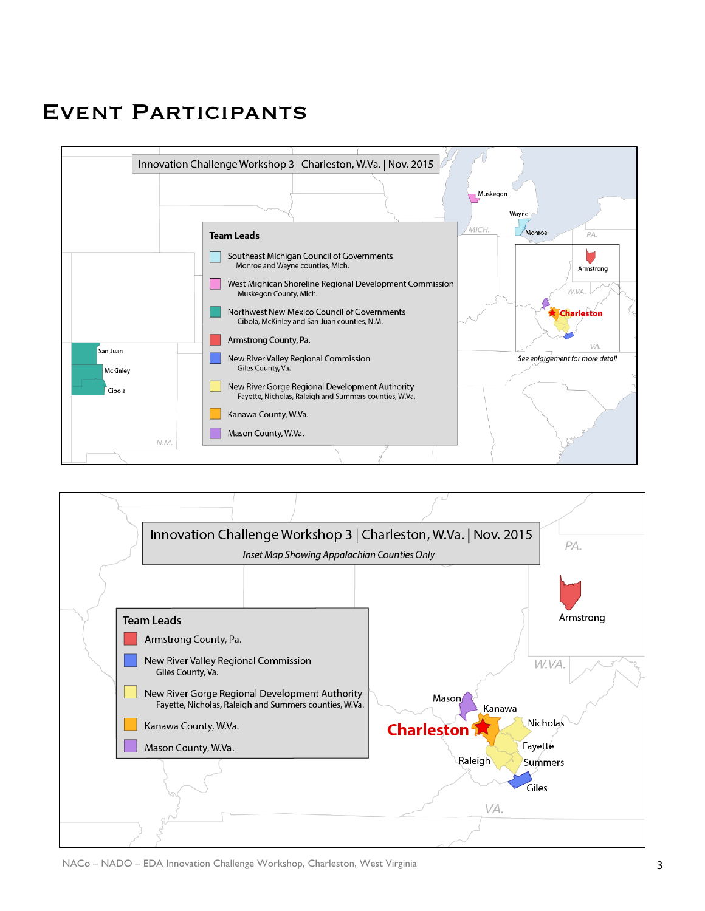# Event Participants

**Innovation Challenge Workshop 3 | Charleston, W.Va. | Nov. 2015**

**Team Leads**

- Southeast Michigan Council of Governments
  Monroe and Wayne counties, Mich.
- West Mighican Shoreline Regional Development Commission
  Muskegon County, Mich.
- Northwest New Mexico Council of Governments
  Cibola, McKinley and San Juan counties, N.M.
- Armstrong County, Pa.
- New River Valley Regional Commission
  Giles County, Va.
- New River Gorge Regional Development Authority
  Fayette, Nicholas, Raleigh and Summers counties, W.Va.
- Kanawa County, W.Va.
- Mason County, W.Va.

Muskegon · Wayne · Monroe · MICH. · PA. · Armstrong · W.VA. · Charleston · VA. · San Juan · McKinley · Cibola · N.M.

*See enlargement for more detail*

**Innovation Challenge Workshop 3 | Charleston, W.Va. | Nov. 2015**

*Inset Map Showing Appalachian Counties Only*

**Team Leads**

- Armstrong County, Pa.
- New River Valley Regional Commission
  Giles County, Va.
- New River Gorge Regional Development Authority
  Fayette, Nicholas, Raleigh and Summers counties, W.Va.
- Kanawa County, W.Va.
- Mason County, W.Va.

PA. · Armstrong · W.VA. · Mason · Kanawa · Charleston · Nicholas · Fayette · Raleigh · Summers · Giles · VA.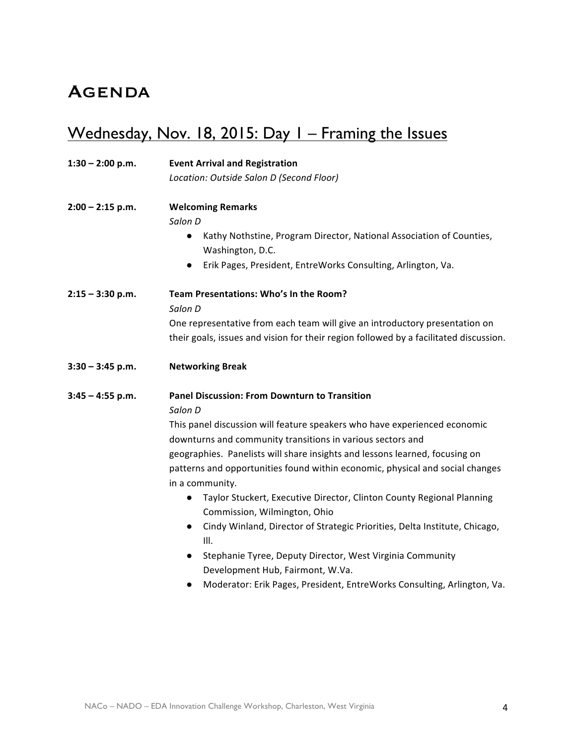# Agenda

## Wednesday, Nov. 18, 2015: Day 1 – Framing the Issues

**1:30 – 2:00 p.m.** **Event Arrival and Registration**
*Location: Outside Salon D (Second Floor)*

**2:00 – 2:15 p.m.** **Welcoming Remarks**
*Salon D*

- Kathy Nothstine, Program Director, National Association of Counties, Washington, D.C.
- Erik Pages, President, EntreWorks Consulting, Arlington, Va.

**2:15 – 3:30 p.m.** **Team Presentations: Who's In the Room?**
*Salon D*
One representative from each team will give an introductory presentation on their goals, issues and vision for their region followed by a facilitated discussion.

**3:30 – 3:45 p.m.** **Networking Break**

**3:45 – 4:55 p.m.** **Panel Discussion: From Downturn to Transition**
*Salon D*
This panel discussion will feature speakers who have experienced economic downturns and community transitions in various sectors and geographies. Panelists will share insights and lessons learned, focusing on patterns and opportunities found within economic, physical and social changes in a community.

- Taylor Stuckert, Executive Director, Clinton County Regional Planning Commission, Wilmington, Ohio
- Cindy Winland, Director of Strategic Priorities, Delta Institute, Chicago, Ill.
- Stephanie Tyree, Deputy Director, West Virginia Community Development Hub, Fairmont, W.Va.
- Moderator: Erik Pages, President, EntreWorks Consulting, Arlington, Va.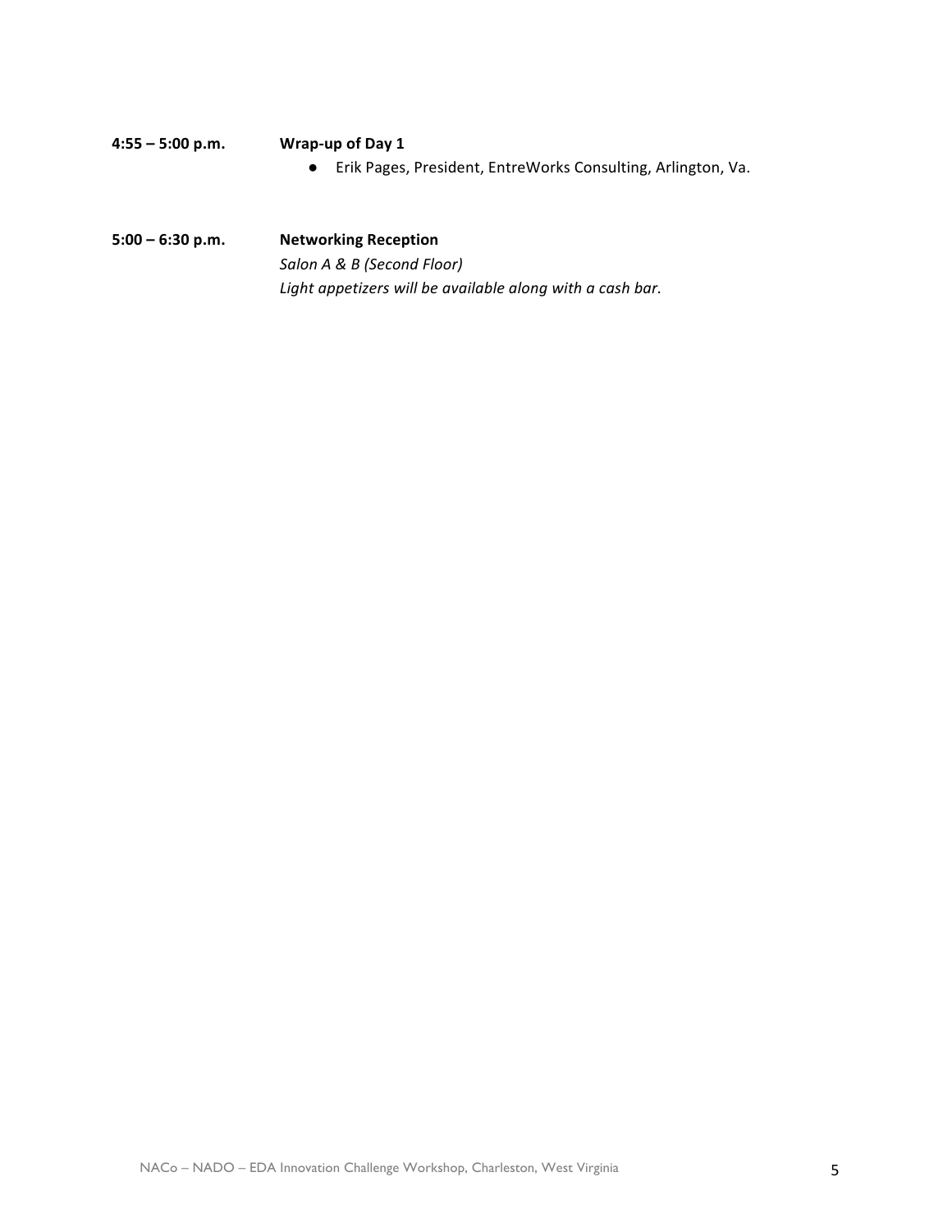**4:55 – 5:00 p.m.** **Wrap-up of Day 1**

- Erik Pages, President, EntreWorks Consulting, Arlington, Va.

**5:00 – 6:30 p.m.** **Networking Reception**

*Salon A & B (Second Floor)*

*Light appetizers will be available along with a cash bar.*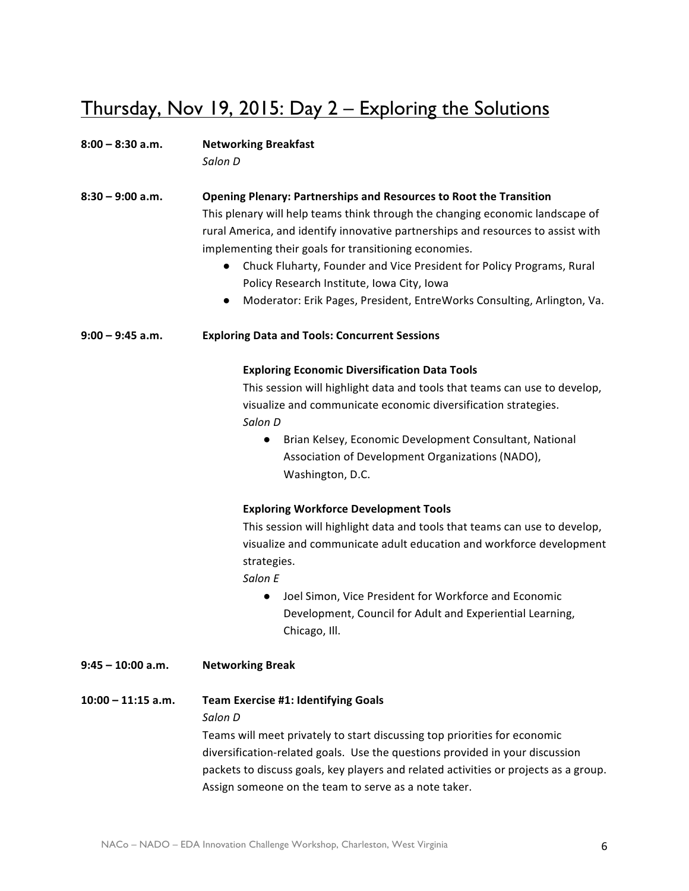## Thursday, Nov 19, 2015: Day 2 – Exploring the Solutions

**8:00 – 8:30 a.m.** **Networking Breakfast**
*Salon D*

**8:30 – 9:00 a.m.** **Opening Plenary: Partnerships and Resources to Root the Transition**
This plenary will help teams think through the changing economic landscape of rural America, and identify innovative partnerships and resources to assist with implementing their goals for transitioning economies.

- Chuck Fluharty, Founder and Vice President for Policy Programs, Rural Policy Research Institute, Iowa City, Iowa
- Moderator: Erik Pages, President, EntreWorks Consulting, Arlington, Va.

**9:00 – 9:45 a.m.** **Exploring Data and Tools: Concurrent Sessions**

**Exploring Economic Diversification Data Tools**
This session will highlight data and tools that teams can use to develop, visualize and communicate economic diversification strategies.
*Salon D*

- Brian Kelsey, Economic Development Consultant, National Association of Development Organizations (NADO), Washington, D.C.

**Exploring Workforce Development Tools**
This session will highlight data and tools that teams can use to develop, visualize and communicate adult education and workforce development strategies.
*Salon E*

- Joel Simon, Vice President for Workforce and Economic Development, Council for Adult and Experiential Learning, Chicago, Ill.

**9:45 – 10:00 a.m.** **Networking Break**

**10:00 – 11:15 a.m.** **Team Exercise #1: Identifying Goals**
*Salon D*
Teams will meet privately to start discussing top priorities for economic diversification-related goals. Use the questions provided in your discussion packets to discuss goals, key players and related activities or projects as a group. Assign someone on the team to serve as a note taker.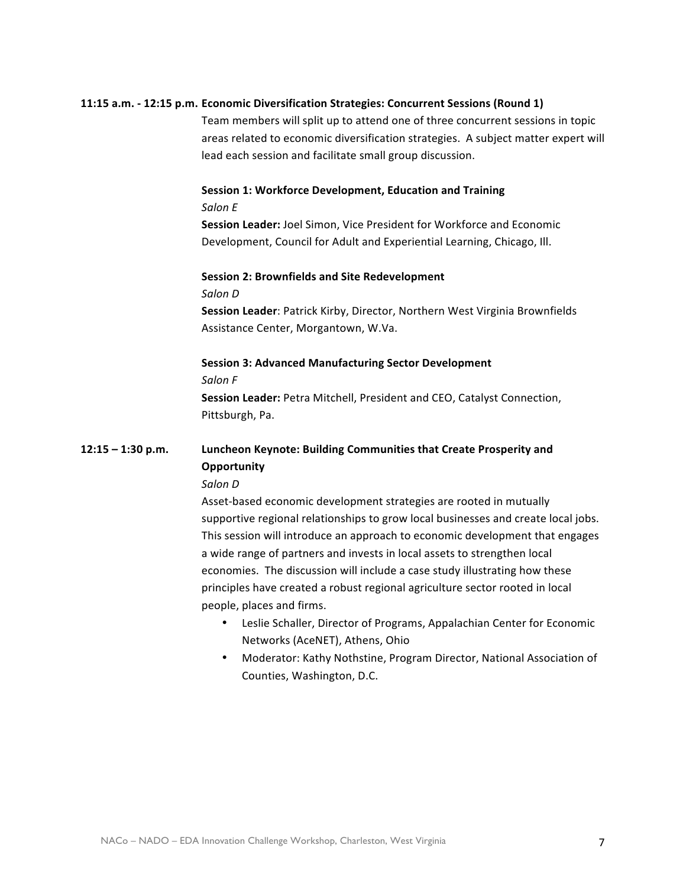**11:15 a.m. - 12:15 p.m. Economic Diversification Strategies: Concurrent Sessions (Round 1)**

Team members will split up to attend one of three concurrent sessions in topic areas related to economic diversification strategies. A subject matter expert will lead each session and facilitate small group discussion.

**Session 1: Workforce Development, Education and Training**

*Salon E*

**Session Leader:** Joel Simon, Vice President for Workforce and Economic Development, Council for Adult and Experiential Learning, Chicago, Ill.

**Session 2: Brownfields and Site Redevelopment**

*Salon D*

**Session Leader**: Patrick Kirby, Director, Northern West Virginia Brownfields Assistance Center, Morgantown, W.Va.

**Session 3: Advanced Manufacturing Sector Development**

*Salon F*

**Session Leader:** Petra Mitchell, President and CEO, Catalyst Connection, Pittsburgh, Pa.

**12:15 – 1:30 p.m. Luncheon Keynote: Building Communities that Create Prosperity and Opportunity**

*Salon D*

Asset-based economic development strategies are rooted in mutually supportive regional relationships to grow local businesses and create local jobs. This session will introduce an approach to economic development that engages a wide range of partners and invests in local assets to strengthen local economies. The discussion will include a case study illustrating how these principles have created a robust regional agriculture sector rooted in local people, places and firms.

- Leslie Schaller, Director of Programs, Appalachian Center for Economic Networks (AceNET), Athens, Ohio
- Moderator: Kathy Nothstine, Program Director, National Association of Counties, Washington, D.C.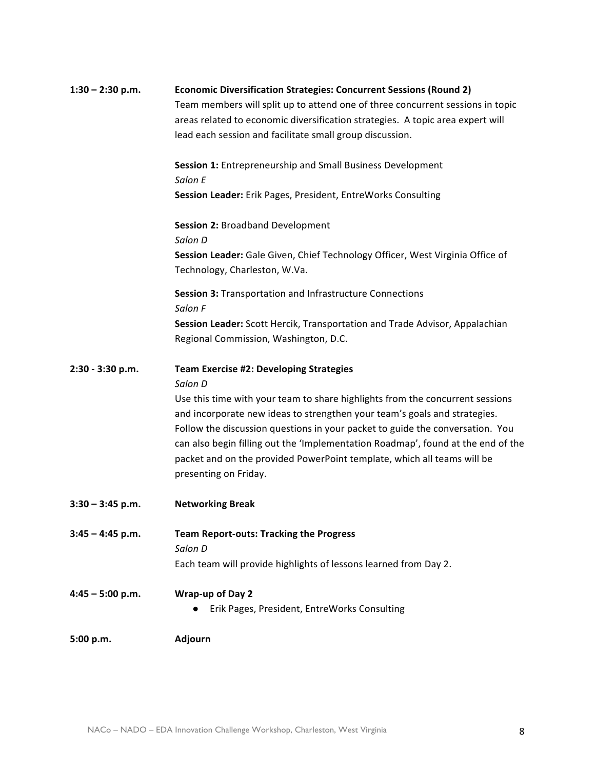**1:30 – 2:30 p.m.** **Economic Diversification Strategies: Concurrent Sessions (Round 2)**

Team members will split up to attend one of three concurrent sessions in topic areas related to economic diversification strategies. A topic area expert will lead each session and facilitate small group discussion.

**Session 1:** Entrepreneurship and Small Business Development
*Salon E*
**Session Leader:** Erik Pages, President, EntreWorks Consulting

**Session 2:** Broadband Development
*Salon D*
**Session Leader:** Gale Given, Chief Technology Officer, West Virginia Office of Technology, Charleston, W.Va.

**Session 3:** Transportation and Infrastructure Connections
*Salon F*
**Session Leader:** Scott Hercik, Transportation and Trade Advisor, Appalachian Regional Commission, Washington, D.C.

**2:30 - 3:30 p.m.** **Team Exercise #2: Developing Strategies**
*Salon D*

Use this time with your team to share highlights from the concurrent sessions and incorporate new ideas to strengthen your team's goals and strategies. Follow the discussion questions in your packet to guide the conversation. You can also begin filling out the 'Implementation Roadmap', found at the end of the packet and on the provided PowerPoint template, which all teams will be presenting on Friday.

**3:30 – 3:45 p.m.** **Networking Break**

**3:45 – 4:45 p.m.** **Team Report-outs: Tracking the Progress**
*Salon D*

Each team will provide highlights of lessons learned from Day 2.

**4:45 – 5:00 p.m.** **Wrap-up of Day 2**

- Erik Pages, President, EntreWorks Consulting

**5:00 p.m.** **Adjourn**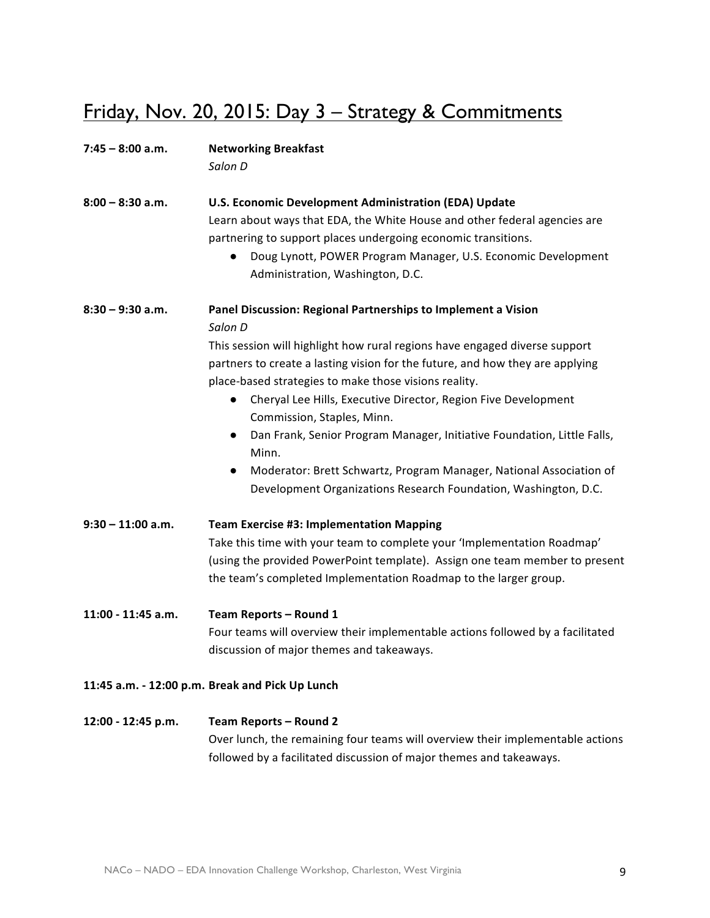## Friday, Nov. 20, 2015: Day 3 – Strategy & Commitments

**7:45 – 8:00 a.m.** **Networking Breakfast**
*Salon D*

**8:00 – 8:30 a.m.** **U.S. Economic Development Administration (EDA) Update**
Learn about ways that EDA, the White House and other federal agencies are partnering to support places undergoing economic transitions.

- Doug Lynott, POWER Program Manager, U.S. Economic Development Administration, Washington, D.C.

**8:30 – 9:30 a.m.** **Panel Discussion: Regional Partnerships to Implement a Vision**
*Salon D*
This session will highlight how rural regions have engaged diverse support partners to create a lasting vision for the future, and how they are applying place-based strategies to make those visions reality.

- Cheryal Lee Hills, Executive Director, Region Five Development Commission, Staples, Minn.
- Dan Frank, Senior Program Manager, Initiative Foundation, Little Falls, Minn.
- Moderator: Brett Schwartz, Program Manager, National Association of Development Organizations Research Foundation, Washington, D.C.

**9:30 – 11:00 a.m.** **Team Exercise #3: Implementation Mapping**
Take this time with your team to complete your 'Implementation Roadmap' (using the provided PowerPoint template). Assign one team member to present the team's completed Implementation Roadmap to the larger group.

**11:00 - 11:45 a.m.** **Team Reports – Round 1**
Four teams will overview their implementable actions followed by a facilitated discussion of major themes and takeaways.

**11:45 a.m. - 12:00 p.m. Break and Pick Up Lunch**

**12:00 - 12:45 p.m.** **Team Reports – Round 2**
Over lunch, the remaining four teams will overview their implementable actions followed by a facilitated discussion of major themes and takeaways.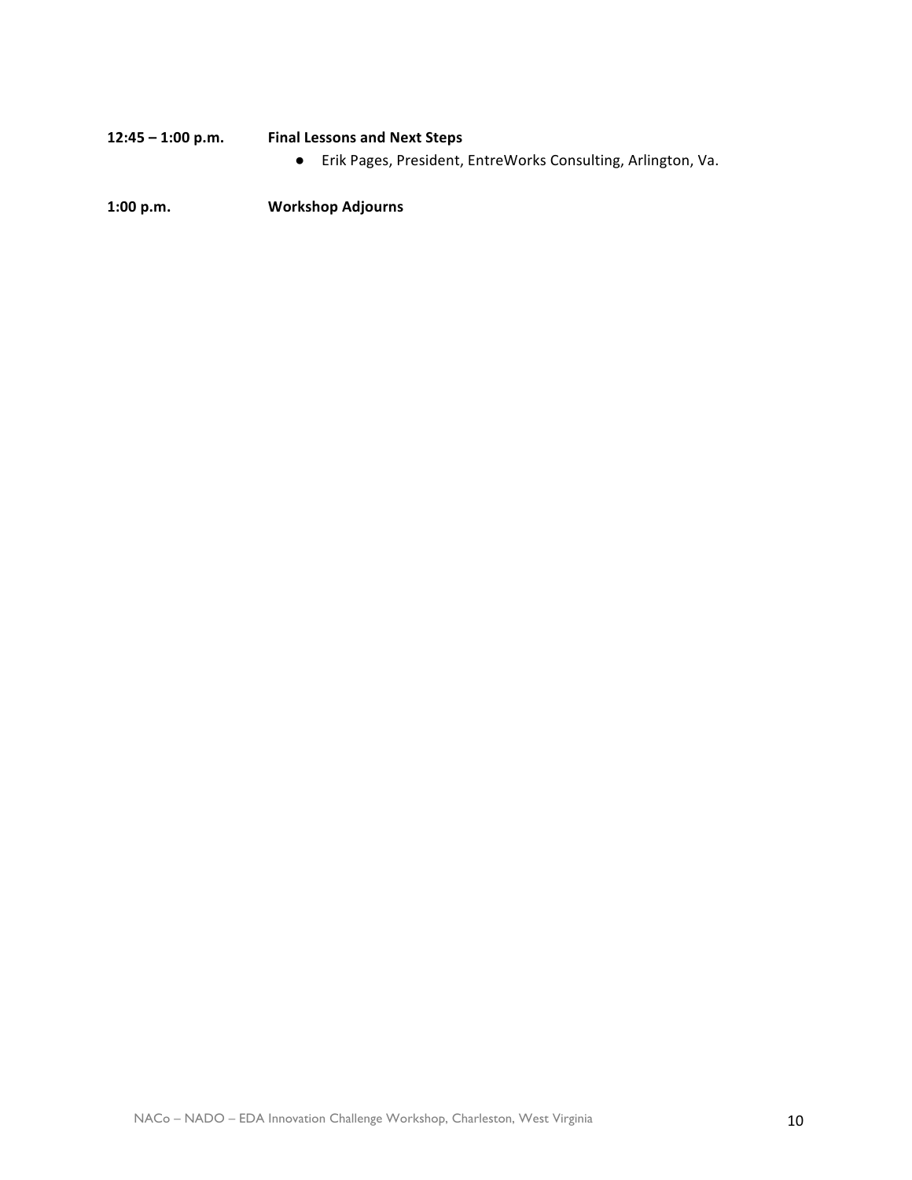**12:45 – 1:00 p.m.** **Final Lessons and Next Steps**

- Erik Pages, President, EntreWorks Consulting, Arlington, Va.

**1:00 p.m.** **Workshop Adjourns**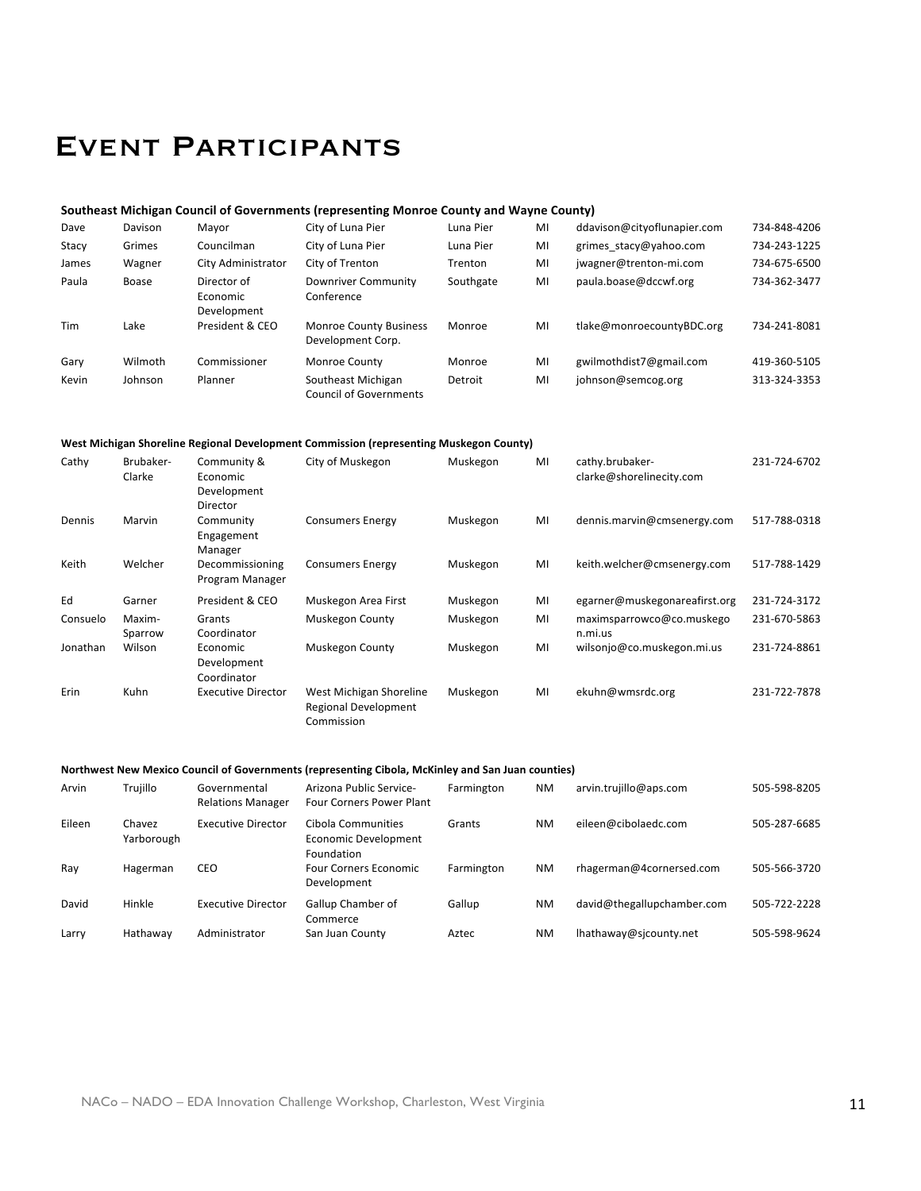# Event Participants

**Southeast Michigan Council of Governments (representing Monroe County and Wayne County)**

| | | | | | | | |
|---|---|---|---|---|---|---|---|
| Dave | Davison | Mayor | City of Luna Pier | Luna Pier | MI | ddavison@cityoflunapier.com | 734-848-4206 |
| Stacy | Grimes | Councilman | City of Luna Pier | Luna Pier | MI | grimes_stacy@yahoo.com | 734-243-1225 |
| James | Wagner | City Administrator | City of Trenton | Trenton | MI | jwagner@trenton-mi.com | 734-675-6500 |
| Paula | Boase | Director of Economic Development | Downriver Community Conference | Southgate | MI | paula.boase@dccwf.org | 734-362-3477 |
| Tim | Lake | President & CEO | Monroe County Business Development Corp. | Monroe | MI | tlake@monroecountyBDC.org | 734-241-8081 |
| Gary | Wilmoth | Commissioner | Monroe County | Monroe | MI | gwilmothdist7@gmail.com | 419-360-5105 |
| Kevin | Johnson | Planner | Southeast Michigan Council of Governments | Detroit | MI | johnson@semcog.org | 313-324-3353 |

**West Michigan Shoreline Regional Development Commission (representing Muskegon County)**

| | | | | | | | |
|---|---|---|---|---|---|---|---|
| Cathy | Brubaker-Clarke | Community & Economic Development Director | City of Muskegon | Muskegon | MI | cathy.brubaker-clarke@shorelinecity.com | 231-724-6702 |
| Dennis | Marvin | Community Engagement Manager | Consumers Energy | Muskegon | MI | dennis.marvin@cmsenergy.com | 517-788-0318 |
| Keith | Welcher | Decommissioning Program Manager | Consumers Energy | Muskegon | MI | keith.welcher@cmsenergy.com | 517-788-1429 |
| Ed | Garner | President & CEO | Muskegon Area First | Muskegon | MI | egarner@muskegonareafirst.org | 231-724-3172 |
| Consuelo | Maxim-Sparrow | Grants Coordinator | Muskegon County | Muskegon | MI | maximsparrowco@co.muskegon.mi.us | 231-670-5863 |
| Jonathan | Wilson | Economic Development Coordinator | Muskegon County | Muskegon | MI | wilsonjo@co.muskegon.mi.us | 231-724-8861 |
| Erin | Kuhn | Executive Director | West Michigan Shoreline Regional Development Commission | Muskegon | MI | ekuhn@wmsrdc.org | 231-722-7878 |

**Northwest New Mexico Council of Governments (representing Cibola, McKinley and San Juan counties)**

| | | | | | | | |
|---|---|---|---|---|---|---|---|
| Arvin | Trujillo | Governmental Relations Manager | Arizona Public Service-Four Corners Power Plant | Farmington | NM | arvin.trujillo@aps.com | 505-598-8205 |
| Eileen | Chavez Yarborough | Executive Director | Cibola Communities Economic Development Foundation | Grants | NM | eileen@cibolaedc.com | 505-287-6685 |
| Ray | Hagerman | CEO | Four Corners Economic Development | Farmington | NM | rhagerman@4cornersed.com | 505-566-3720 |
| David | Hinkle | Executive Director | Gallup Chamber of Commerce | Gallup | NM | david@thegallupchamber.com | 505-722-2228 |
| Larry | Hathaway | Administrator | San Juan County | Aztec | NM | lhathaway@sjcounty.net | 505-598-9624 |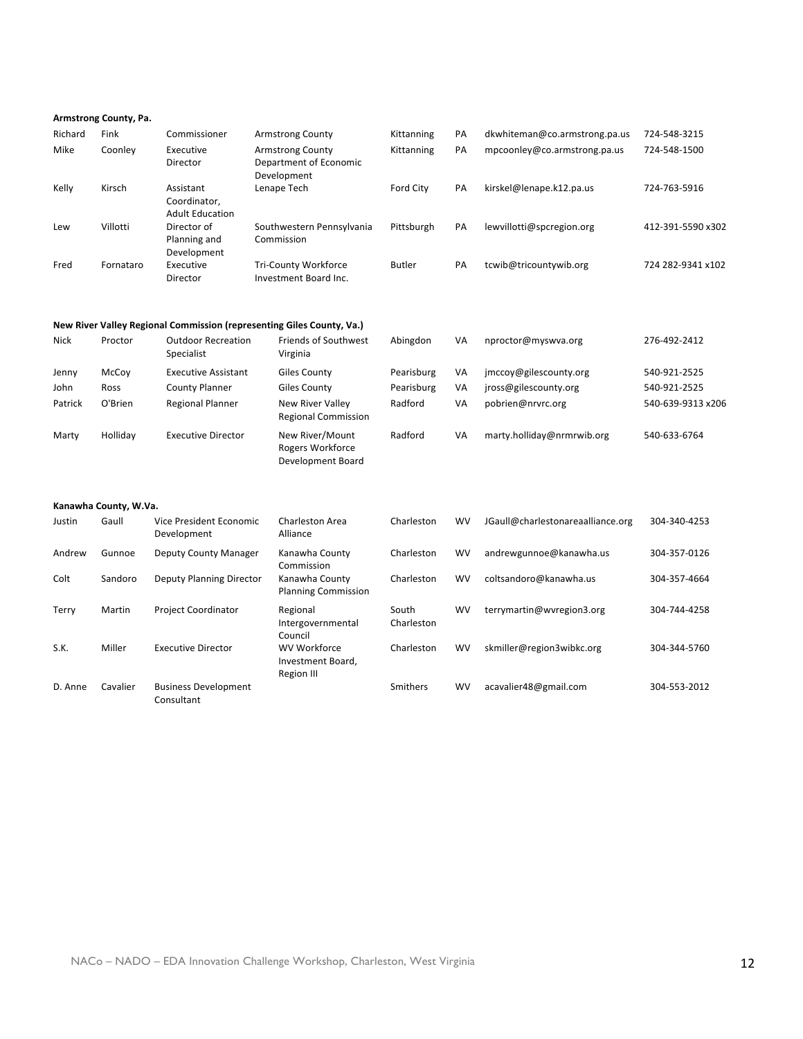**Armstrong County, Pa.**

| | | | | | | | |
|---|---|---|---|---|---|---|---|
| Richard | Fink | Commissioner | Armstrong County | Kittanning | PA | dkwhiteman@co.armstrong.pa.us | 724-548-3215 |
| Mike | Coonley | Executive Director | Armstrong County Department of Economic Development | Kittanning | PA | mpcoonley@co.armstrong.pa.us | 724-548-1500 |
| Kelly | Kirsch | Assistant Coordinator, Adult Education | Lenape Tech | Ford City | PA | kirskel@lenape.k12.pa.us | 724-763-5916 |
| Lew | Villotti | Director of Planning and Development | Southwestern Pennsylvania Commission | Pittsburgh | PA | lewvillotti@spcregion.org | 412-391-5590 x302 |
| Fred | Fornataro | Executive Director | Tri-County Workforce Investment Board Inc. | Butler | PA | tcwib@tricountywib.org | 724 282-9341 x102 |

**New River Valley Regional Commission (representing Giles County, Va.)**

| | | | | | | | |
|---|---|---|---|---|---|---|---|
| Nick | Proctor | Outdoor Recreation Specialist | Friends of Southwest Virginia | Abingdon | VA | nproctor@myswva.org | 276-492-2412 |
| Jenny | McCoy | Executive Assistant | Giles County | Pearisburg | VA | jmccoy@gilescounty.org | 540-921-2525 |
| John | Ross | County Planner | Giles County | Pearisburg | VA | jross@gilescounty.org | 540-921-2525 |
| Patrick | O'Brien | Regional Planner | New River Valley Regional Commission | Radford | VA | pobrien@nrvrc.org | 540-639-9313 x206 |
| Marty | Holliday | Executive Director | New River/Mount Rogers Workforce Development Board | Radford | VA | marty.holliday@nrmrwib.org | 540-633-6764 |

**Kanawha County, W.Va.**

| | | | | | | | |
|---|---|---|---|---|---|---|---|
| Justin | Gaull | Vice President Economic Development | Charleston Area Alliance | Charleston | WV | JGaull@charlestonareaalliance.org | 304-340-4253 |
| Andrew | Gunnoe | Deputy County Manager | Kanawha County Commission | Charleston | WV | andrewgunnoe@kanawha.us | 304-357-0126 |
| Colt | Sandoro | Deputy Planning Director | Kanawha County Planning Commission | Charleston | WV | coltsandoro@kanawha.us | 304-357-4664 |
| Terry | Martin | Project Coordinator | Regional Intergovernmental Council | South Charleston | WV | terrymartin@wvregion3.org | 304-744-4258 |
| S.K. | Miller | Executive Director | WV Workforce Investment Board, Region III | Charleston | WV | skmiller@region3wibkc.org | 304-344-5760 |
| D. Anne | Cavalier | Business Development Consultant | | Smithers | WV | acavalier48@gmail.com | 304-553-2012 |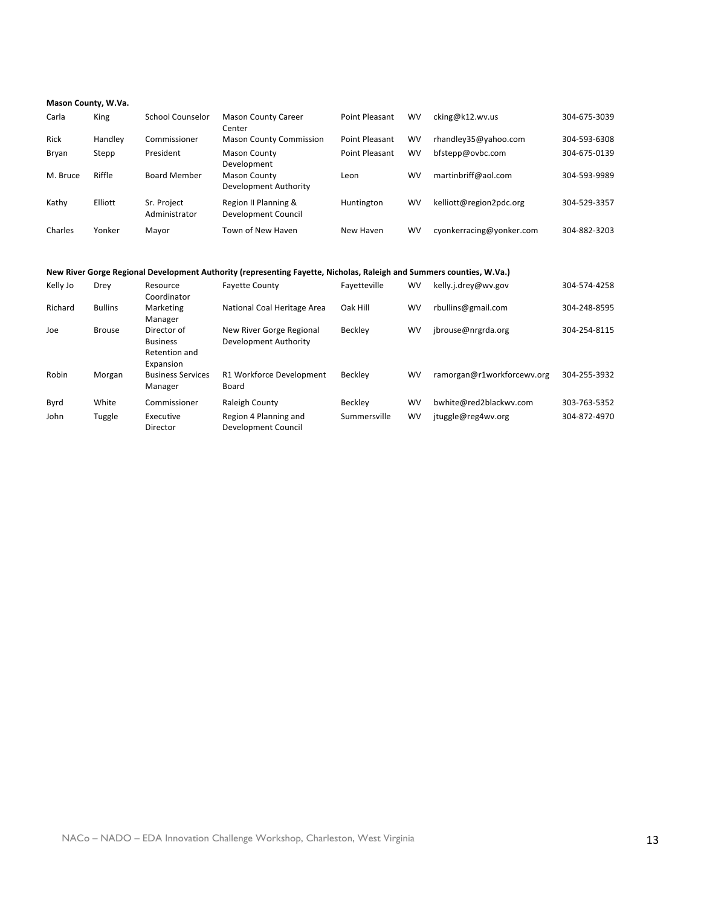**Mason County, W.Va.**

| | | | | | | | |
|---|---|---|---|---|---|---|---|
| Carla | King | School Counselor | Mason County Career Center | Point Pleasant | WV | cking@k12.wv.us | 304-675-3039 |
| Rick | Handley | Commissioner | Mason County Commission | Point Pleasant | WV | rhandley35@yahoo.com | 304-593-6308 |
| Bryan | Stepp | President | Mason County Development | Point Pleasant | WV | bfstepp@ovbc.com | 304-675-0139 |
| M. Bruce | Riffle | Board Member | Mason County Development Authority | Leon | WV | martinbriff@aol.com | 304-593-9989 |
| Kathy | Elliott | Sr. Project Administrator | Region II Planning & Development Council | Huntington | WV | kelliott@region2pdc.org | 304-529-3357 |
| Charles | Yonker | Mayor | Town of New Haven | New Haven | WV | cyonkerracing@yonker.com | 304-882-3203 |

**New River Gorge Regional Development Authority (representing Fayette, Nicholas, Raleigh and Summers counties, W.Va.)**

| | | | | | | | |
|---|---|---|---|---|---|---|---|
| Kelly Jo | Drey | Resource Coordinator | Fayette County | Fayetteville | WV | kelly.j.drey@wv.gov | 304-574-4258 |
| Richard | Bullins | Marketing Manager | National Coal Heritage Area | Oak Hill | WV | rbullins@gmail.com | 304-248-8595 |
| Joe | Brouse | Director of Business Retention and Expansion | New River Gorge Regional Development Authority | Beckley | WV | jbrouse@nrgrda.org | 304-254-8115 |
| Robin | Morgan | Business Services Manager | R1 Workforce Development Board | Beckley | WV | ramorgan@r1workforcewv.org | 304-255-3932 |
| Byrd | White | Commissioner | Raleigh County | Beckley | WV | bwhite@red2blackwv.com | 303-763-5352 |
| John | Tuggle | Executive Director | Region 4 Planning and Development Council | Summersville | WV | jtuggle@reg4wv.org | 304-872-4970 |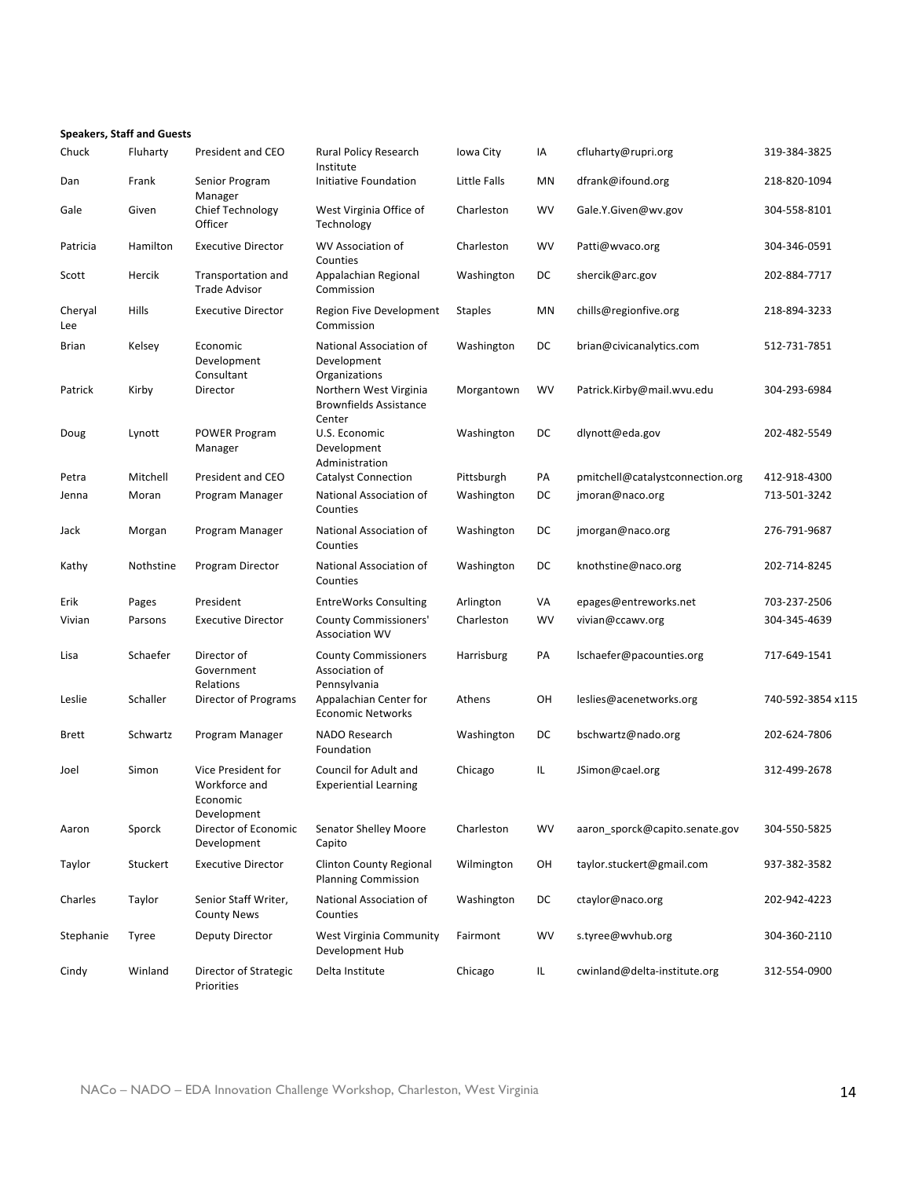**Speakers, Staff and Guests**

| | | | | | | | |
|---|---|---|---|---|---|---|---|
| Chuck | Fluharty | President and CEO | Rural Policy Research Institute | Iowa City | IA | cfluharty@rupri.org | 319-384-3825 |
| Dan | Frank | Senior Program Manager | Initiative Foundation | Little Falls | MN | dfrank@ifound.org | 218-820-1094 |
| Gale | Given | Chief Technology Officer | West Virginia Office of Technology | Charleston | WV | Gale.Y.Given@wv.gov | 304-558-8101 |
| Patricia | Hamilton | Executive Director | WV Association of Counties | Charleston | WV | Patti@wvaco.org | 304-346-0591 |
| Scott | Hercik | Transportation and Trade Advisor | Appalachian Regional Commission | Washington | DC | shercik@arc.gov | 202-884-7717 |
| Cheryal Lee | Hills | Executive Director | Region Five Development Commission | Staples | MN | chills@regionfive.org | 218-894-3233 |
| Brian | Kelsey | Economic Development Consultant | National Association of Development Organizations | Washington | DC | brian@civicanalytics.com | 512-731-7851 |
| Patrick | Kirby | Director | Northern West Virginia Brownfields Assistance Center | Morgantown | WV | Patrick.Kirby@mail.wvu.edu | 304-293-6984 |
| Doug | Lynott | POWER Program Manager | U.S. Economic Development Administration | Washington | DC | dlynott@eda.gov | 202-482-5549 |
| Petra | Mitchell | President and CEO | Catalyst Connection | Pittsburgh | PA | pmitchell@catalystconnection.org | 412-918-4300 |
| Jenna | Moran | Program Manager | National Association of Counties | Washington | DC | jmoran@naco.org | 713-501-3242 |
| Jack | Morgan | Program Manager | National Association of Counties | Washington | DC | jmorgan@naco.org | 276-791-9687 |
| Kathy | Nothstine | Program Director | National Association of Counties | Washington | DC | knothstine@naco.org | 202-714-8245 |
| Erik | Pages | President | EntreWorks Consulting | Arlington | VA | epages@entreworks.net | 703-237-2506 |
| Vivian | Parsons | Executive Director | County Commissioners' Association WV | Charleston | WV | vivian@ccawv.org | 304-345-4639 |
| Lisa | Schaefer | Director of Government Relations | County Commissioners Association of Pennsylvania | Harrisburg | PA | lschaefer@pacounties.org | 717-649-1541 |
| Leslie | Schaller | Director of Programs | Appalachian Center for Economic Networks | Athens | OH | leslies@acenetworks.org | 740-592-3854 x115 |
| Brett | Schwartz | Program Manager | NADO Research Foundation | Washington | DC | bschwartz@nado.org | 202-624-7806 |
| Joel | Simon | Vice President for Workforce and Economic Development | Council for Adult and Experiential Learning | Chicago | IL | JSimon@cael.org | 312-499-2678 |
| Aaron | Sporck | Director of Economic Development | Senator Shelley Moore Capito | Charleston | WV | aaron_sporck@capito.senate.gov | 304-550-5825 |
| Taylor | Stuckert | Executive Director | Clinton County Regional Planning Commission | Wilmington | OH | taylor.stuckert@gmail.com | 937-382-3582 |
| Charles | Taylor | Senior Staff Writer, County News | National Association of Counties | Washington | DC | ctaylor@naco.org | 202-942-4223 |
| Stephanie | Tyree | Deputy Director | West Virginia Community Development Hub | Fairmont | WV | s.tyree@wvhub.org | 304-360-2110 |
| Cindy | Winland | Director of Strategic Priorities | Delta Institute | Chicago | IL | cwinland@delta-institute.org | 312-554-0900 |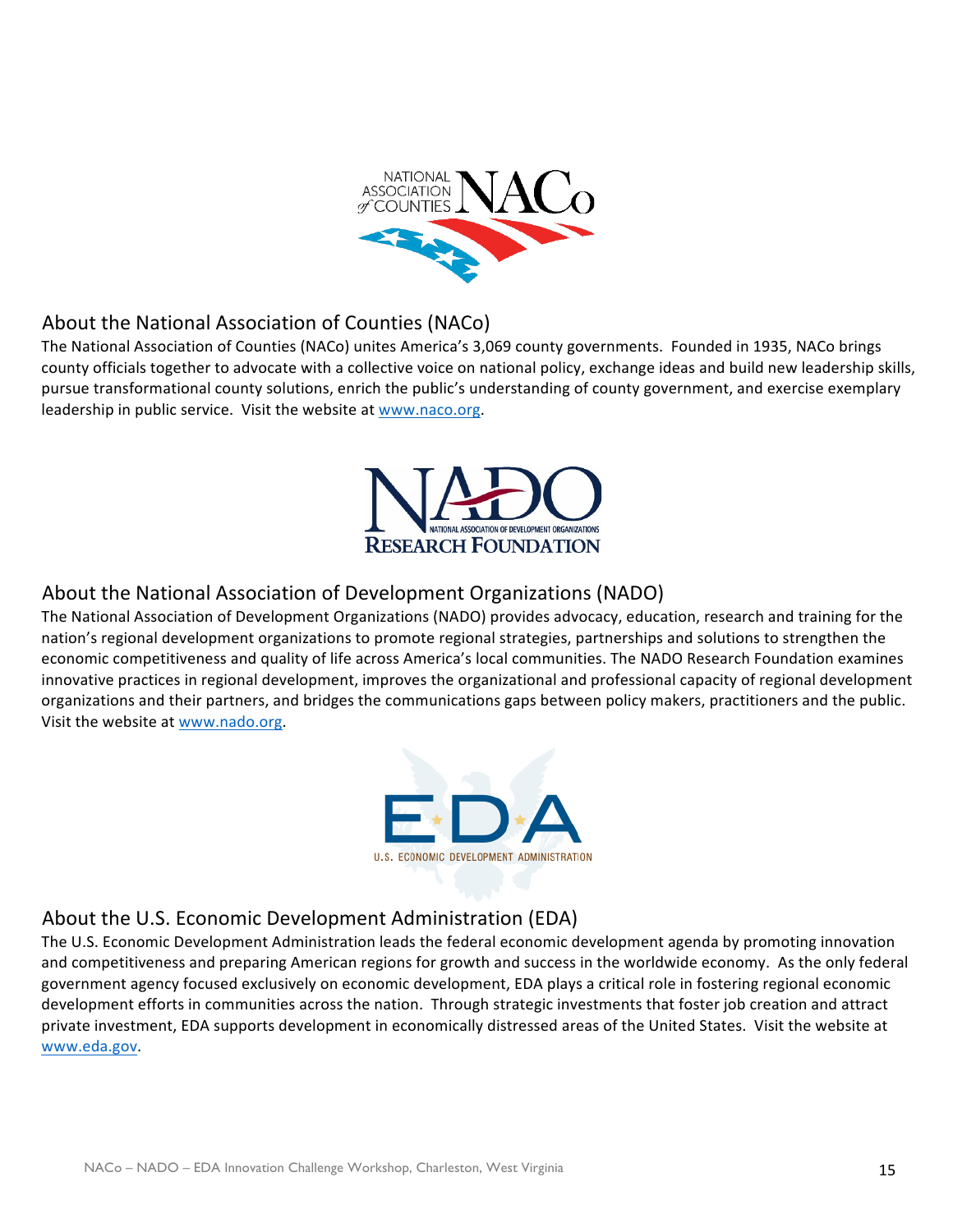## About the National Association of Counties (NACo)

The National Association of Counties (NACo) unites America's 3,069 county governments. Founded in 1935, NACo brings county officials together to advocate with a collective voice on national policy, exchange ideas and build new leadership skills, pursue transformational county solutions, enrich the public's understanding of county government, and exercise exemplary leadership in public service. Visit the website at www.naco.org.

## About the National Association of Development Organizations (NADO)

The National Association of Development Organizations (NADO) provides advocacy, education, research and training for the nation's regional development organizations to promote regional strategies, partnerships and solutions to strengthen the economic competitiveness and quality of life across America's local communities. The NADO Research Foundation examines innovative practices in regional development, improves the organizational and professional capacity of regional development organizations and their partners, and bridges the communications gaps between policy makers, practitioners and the public. Visit the website at www.nado.org.

## About the U.S. Economic Development Administration (EDA)

The U.S. Economic Development Administration leads the federal economic development agenda by promoting innovation and competitiveness and preparing American regions for growth and success in the worldwide economy. As the only federal government agency focused exclusively on economic development, EDA plays a critical role in fostering regional economic development efforts in communities across the nation. Through strategic investments that foster job creation and attract private investment, EDA supports development in economically distressed areas of the United States. Visit the website at www.eda.gov.